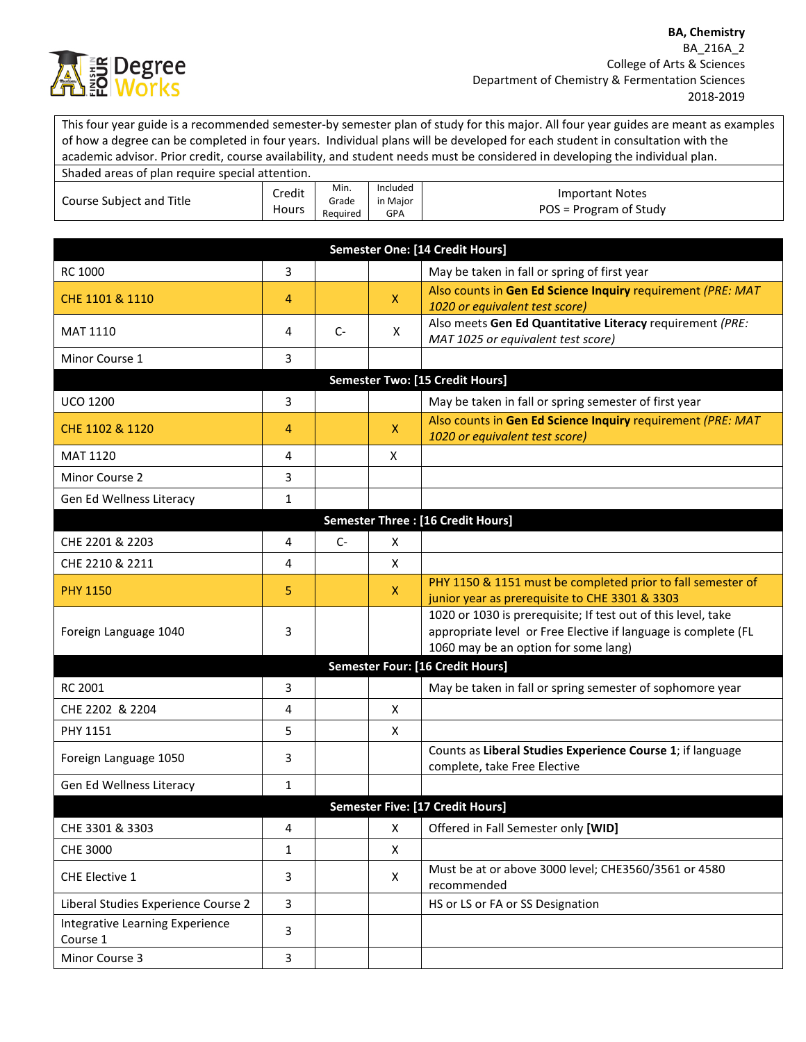**BA, Chemistry**
BA_216A_2
College of Arts & Sciences
Department of Chemistry & Fermentation Sciences
2018-2019

This four year guide is a recommended semester-by semester plan of study for this major. All four year guides are meant as examples of how a degree can be completed in four years. Individual plans will be developed for each student in consultation with the academic advisor. Prior credit, course availability, and student needs must be considered in developing the individual plan.

Shaded areas of plan require special attention.

| Course Subject and Title | Credit Hours | Min. Grade Required | Included in Major GPA | Important Notes POS = Program of Study |
|---|---|---|---|---|
| **Semester One: [14 Credit Hours]** | | | | |
| RC 1000 | 3 | | | May be taken in fall or spring of first year |
| CHE 1101 & 1110 | 4 | | X | Also counts in **Gen Ed Science Inquiry** requirement *(PRE: MAT 1020 or equivalent test score)* |
| MAT 1110 | 4 | C- | X | Also meets **Gen Ed Quantitative Literacy** requirement *(PRE: MAT 1025 or equivalent test score)* |
| Minor Course 1 | 3 | | | |
| **Semester Two: [15 Credit Hours]** | | | | |
| UCO 1200 | 3 | | | May be taken in fall or spring semester of first year |
| CHE 1102 & 1120 | 4 | | X | Also counts in **Gen Ed Science Inquiry** requirement *(PRE: MAT 1020 or equivalent test score)* |
| MAT 1120 | 4 | | X | |
| Minor Course 2 | 3 | | | |
| Gen Ed Wellness Literacy | 1 | | | |
| **Semester Three : [16 Credit Hours]** | | | | |
| CHE 2201 & 2203 | 4 | C- | X | |
| CHE 2210 & 2211 | 4 | | X | |
| PHY 1150 | 5 | | X | PHY 1150 & 1151 must be completed prior to fall semester of junior year as prerequisite to CHE 3301 & 3303 |
| Foreign Language 1040 | 3 | | | 1020 or 1030 is prerequisite; If test out of this level, take appropriate level or Free Elective if language is complete (FL 1060 may be an option for some lang) |
| **Semester Four: [16 Credit Hours]** | | | | |
| RC 2001 | 3 | | | May be taken in fall or spring semester of sophomore year |
| CHE 2202 & 2204 | 4 | | X | |
| PHY 1151 | 5 | | X | |
| Foreign Language 1050 | 3 | | | Counts as **Liberal Studies Experience Course 1**; if language complete, take Free Elective |
| Gen Ed Wellness Literacy | 1 | | | |
| **Semester Five: [17 Credit Hours]** | | | | |
| CHE 3301 & 3303 | 4 | | X | Offered in Fall Semester only **[WID]** |
| CHE 3000 | 1 | | X | |
| CHE Elective 1 | 3 | | X | Must be at or above 3000 level; CHE3560/3561 or 4580 recommended |
| Liberal Studies Experience Course 2 | 3 | | | HS or LS or FA or SS Designation |
| Integrative Learning Experience Course 1 | 3 | | | |
| Minor Course 3 | 3 | | | |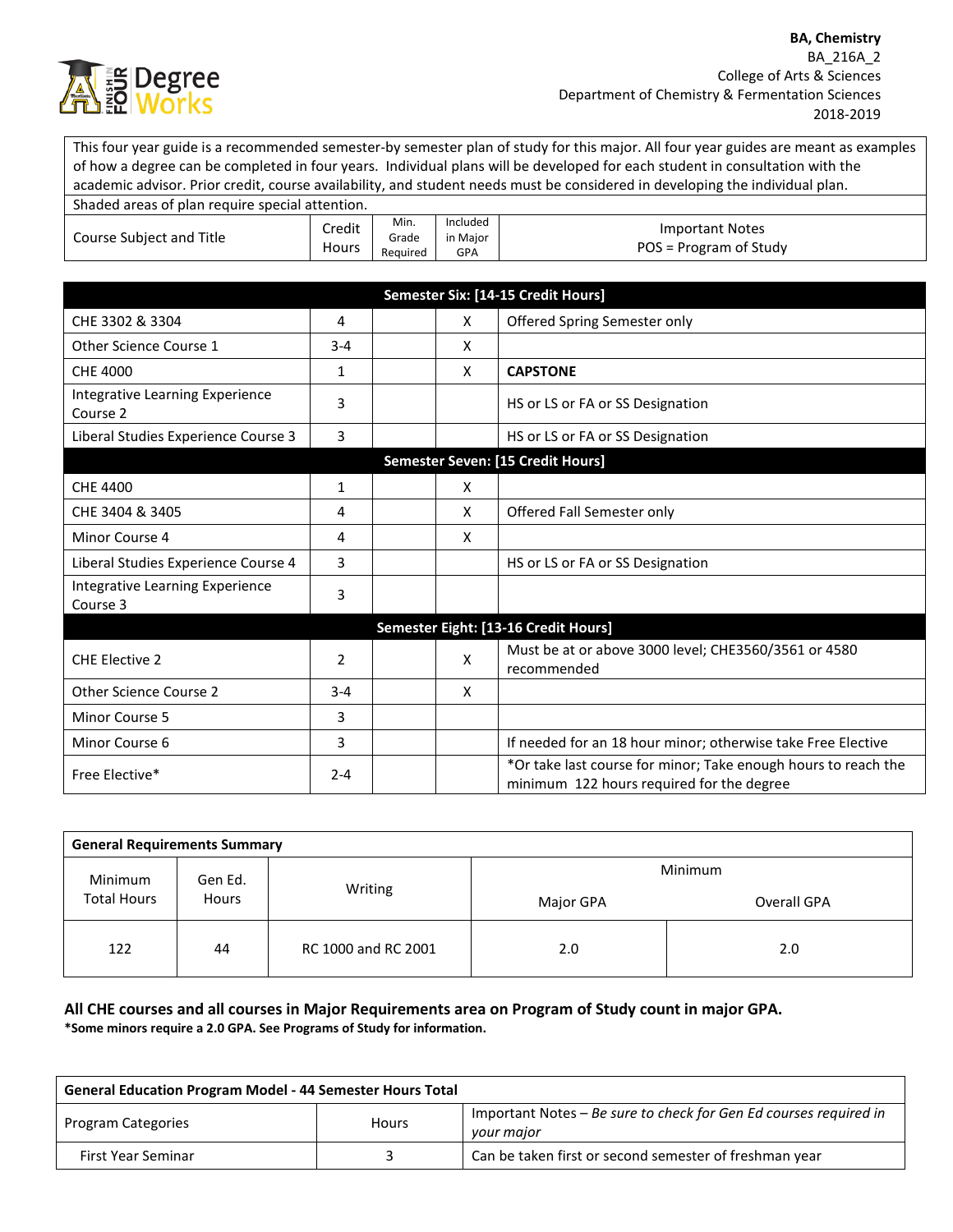**BA, Chemistry**
BA_216A_2
College of Arts & Sciences
Department of Chemistry & Fermentation Sciences
2018-2019

This four year guide is a recommended semester-by semester plan of study for this major. All four year guides are meant as examples of how a degree can be completed in four years. Individual plans will be developed for each student in consultation with the academic advisor. Prior credit, course availability, and student needs must be considered in developing the individual plan.

Shaded areas of plan require special attention.

| Course Subject and Title | Credit Hours | Min. Grade Required | Included in Major GPA | Important Notes POS = Program of Study |
|---|---|---|---|---|
| **Semester Six: [14-15 Credit Hours]** | | | | |
| CHE 3302 & 3304 | 4 | | X | Offered Spring Semester only |
| Other Science Course 1 | 3-4 | | X | |
| CHE 4000 | 1 | | X | **CAPSTONE** |
| Integrative Learning Experience Course 2 | 3 | | | HS or LS or FA or SS Designation |
| Liberal Studies Experience Course 3 | 3 | | | HS or LS or FA or SS Designation |
| **Semester Seven: [15 Credit Hours]** | | | | |
| CHE 4400 | 1 | | X | |
| CHE 3404 & 3405 | 4 | | X | Offered Fall Semester only |
| Minor Course 4 | 4 | | X | |
| Liberal Studies Experience Course 4 | 3 | | | HS or LS or FA or SS Designation |
| Integrative Learning Experience Course 3 | 3 | | | |
| **Semester Eight: [13-16 Credit Hours]** | | | | |
| CHE Elective 2 | 2 | | X | Must be at or above 3000 level; CHE3560/3561 or 4580 recommended |
| Other Science Course 2 | 3-4 | | X | |
| Minor Course 5 | 3 | | | |
| Minor Course 6 | 3 | | | If needed for an 18 hour minor; otherwise take Free Elective |
| Free Elective* | 2-4 | | | *Or take last course for minor; Take enough hours to reach the minimum 122 hours required for the degree |

| General Requirements Summary | | | | |
|---|---|---|---|---|
| Minimum Total Hours | Gen Ed. Hours | Writing | Minimum Major GPA | Minimum Overall GPA |
| 122 | 44 | RC 1000 and RC 2001 | 2.0 | 2.0 |

**All CHE courses and all courses in Major Requirements area on Program of Study count in major GPA.**
***Some minors require a 2.0 GPA. See Programs of Study for information.**

| General Education Program Model - 44 Semester Hours Total | | |
|---|---|---|
| Program Categories | Hours | Important Notes – *Be sure to check for Gen Ed courses required in your major* |
| First Year Seminar | 3 | Can be taken first or second semester of freshman year |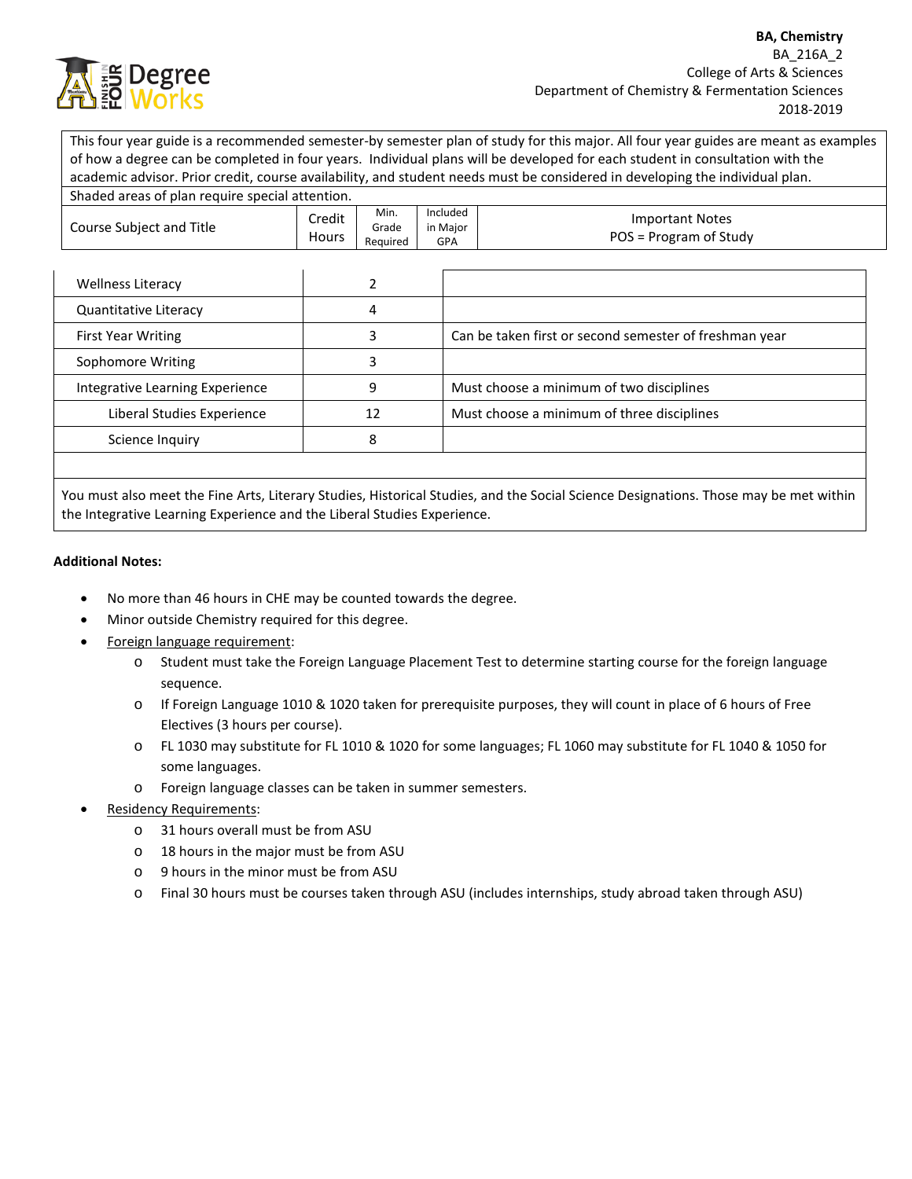**BA, Chemistry**
BA_216A_2
College of Arts & Sciences
Department of Chemistry & Fermentation Sciences
2018-2019

This four year guide is a recommended semester-by semester plan of study for this major. All four year guides are meant as examples of how a degree can be completed in four years. Individual plans will be developed for each student in consultation with the academic advisor. Prior credit, course availability, and student needs must be considered in developing the individual plan.

Shaded areas of plan require special attention.

| Course Subject and Title | Credit Hours | Min. Grade Required | Included in Major GPA | Important Notes POS = Program of Study |
|---|---|---|---|---|
| Wellness Literacy | 2 | | | |
| Quantitative Literacy | 4 | | | |
| First Year Writing | 3 | | | Can be taken first or second semester of freshman year |
| Sophomore Writing | 3 | | | |
| Integrative Learning Experience | 9 | | | Must choose a minimum of two disciplines |
| Liberal Studies Experience | 12 | | | Must choose a minimum of three disciplines |
| Science Inquiry | 8 | | | |
| | | | | |

You must also meet the Fine Arts, Literary Studies, Historical Studies, and the Social Science Designations. Those may be met within the Integrative Learning Experience and the Liberal Studies Experience.

**Additional Notes:**

- No more than 46 hours in CHE may be counted towards the degree.
- Minor outside Chemistry required for this degree.
- Foreign language requirement:
  - Student must take the Foreign Language Placement Test to determine starting course for the foreign language sequence.
  - If Foreign Language 1010 & 1020 taken for prerequisite purposes, they will count in place of 6 hours of Free Electives (3 hours per course).
  - FL 1030 may substitute for FL 1010 & 1020 for some languages; FL 1060 may substitute for FL 1040 & 1050 for some languages.
  - Foreign language classes can be taken in summer semesters.
- Residency Requirements:
  - 31 hours overall must be from ASU
  - 18 hours in the major must be from ASU
  - 9 hours in the minor must be from ASU
  - Final 30 hours must be courses taken through ASU (includes internships, study abroad taken through ASU)